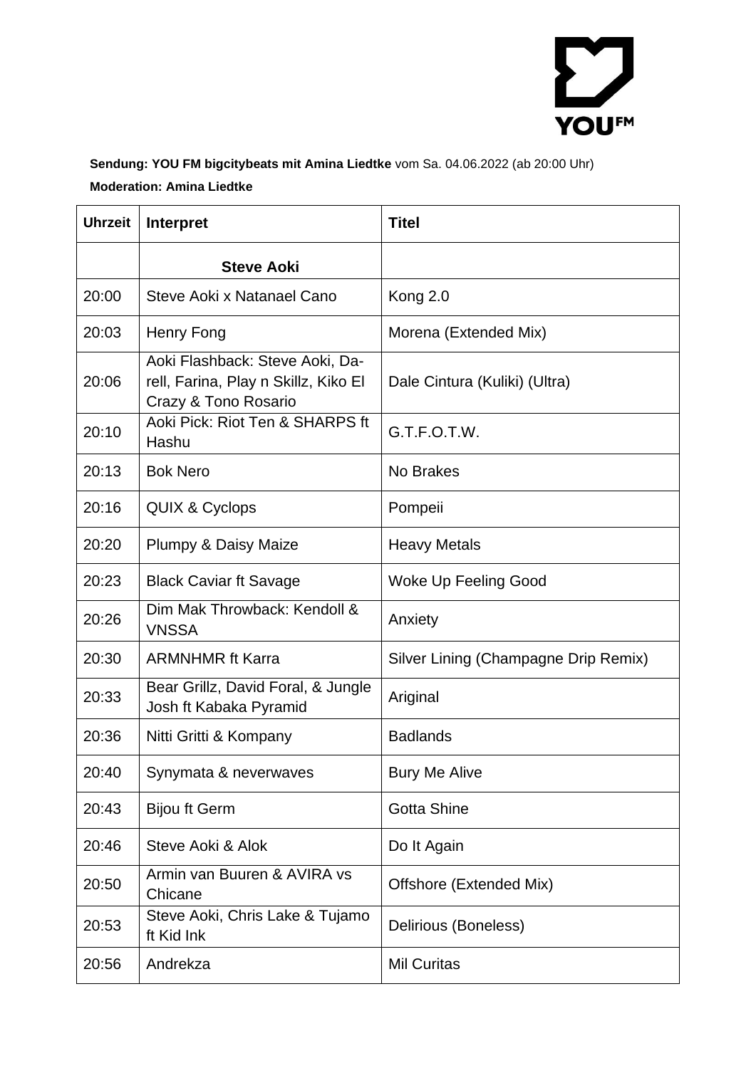YOU FM

**Sendung: YOU FM bigcitybeats mit Amina Liedtke** vom Sa. 04.06.2022 (ab 20:00 Uhr)

**Moderation: Amina Liedtke**

| Uhrzeit | Interpret | Titel |
|---|---|---|
| | **Steve Aoki** | |
| 20:00 | Steve Aoki x Natanael Cano | Kong 2.0 |
| 20:03 | Henry Fong | Morena (Extended Mix) |
| 20:06 | Aoki Flashback: Steve Aoki, Darell, Farina, Play n Skillz, Kiko El Crazy & Tono Rosario | Dale Cintura (Kuliki) (Ultra) |
| 20:10 | Aoki Pick: Riot Ten & SHARPS ft Hashu | G.T.F.O.T.W. |
| 20:13 | Bok Nero | No Brakes |
| 20:16 | QUIX & Cyclops | Pompeii |
| 20:20 | Plumpy & Daisy Maize | Heavy Metals |
| 20:23 | Black Caviar ft Savage | Woke Up Feeling Good |
| 20:26 | Dim Mak Throwback: Kendoll & VNSSA | Anxiety |
| 20:30 | ARMNHMR ft Karra | Silver Lining (Champagne Drip Remix) |
| 20:33 | Bear Grillz, David Foral, & Jungle Josh ft Kabaka Pyramid | Ariginal |
| 20:36 | Nitti Gritti & Kompany | Badlands |
| 20:40 | Synymata & neverwaves | Bury Me Alive |
| 20:43 | Bijou ft Germ | Gotta Shine |
| 20:46 | Steve Aoki & Alok | Do It Again |
| 20:50 | Armin van Buuren & AVIRA vs Chicane | Offshore (Extended Mix) |
| 20:53 | Steve Aoki, Chris Lake & Tujamo ft Kid Ink | Delirious (Boneless) |
| 20:56 | Andrekza | Mil Curitas |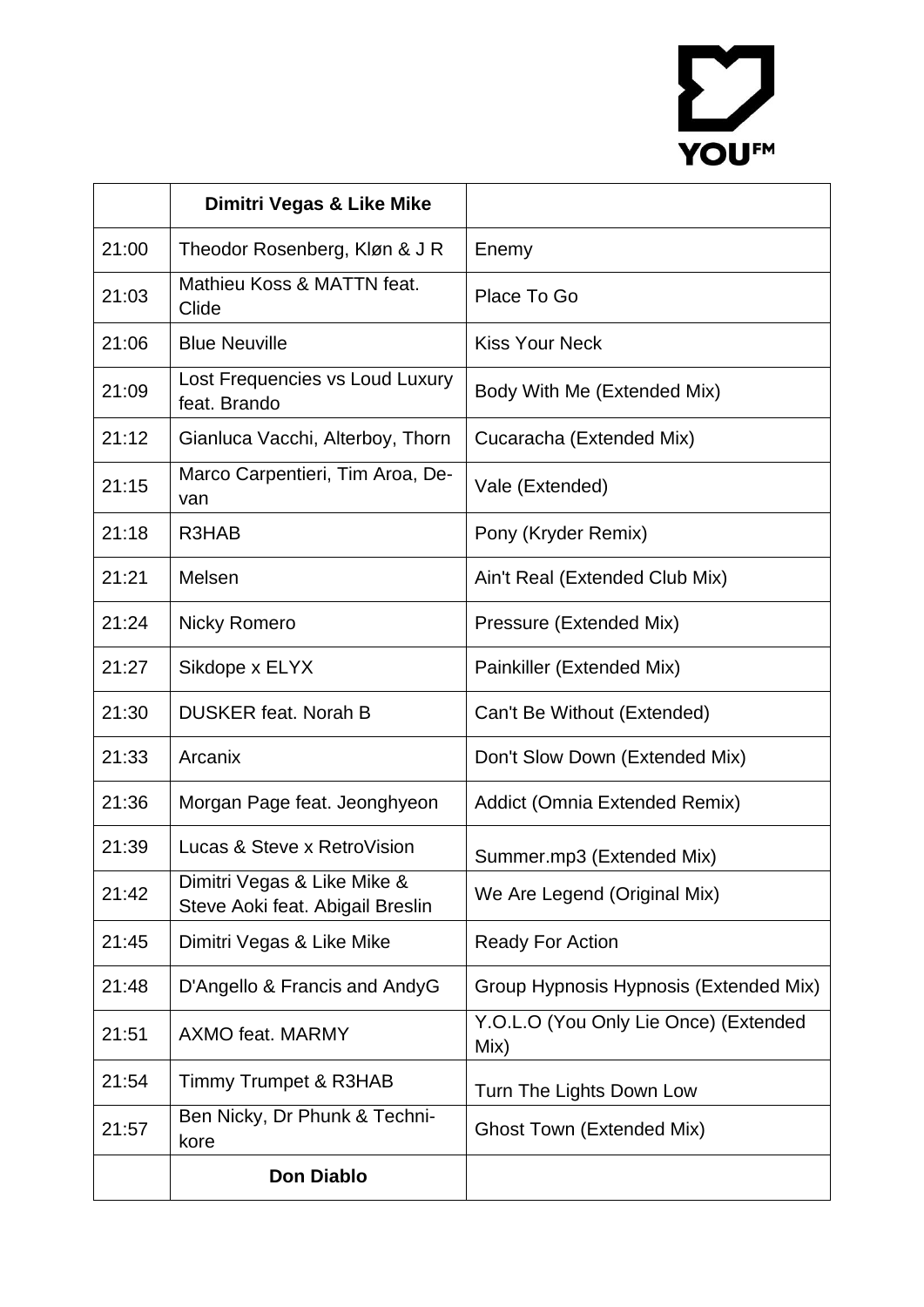| | **Dimitri Vegas & Like Mike** | |
|---|---|---|
| 21:00 | Theodor Rosenberg, Kløn & J R | Enemy |
| 21:03 | Mathieu Koss & MATTN feat. Clide | Place To Go |
| 21:06 | Blue Neuville | Kiss Your Neck |
| 21:09 | Lost Frequencies vs Loud Luxury feat. Brando | Body With Me (Extended Mix) |
| 21:12 | Gianluca Vacchi, Alterboy, Thorn | Cucaracha (Extended Mix) |
| 21:15 | Marco Carpentieri, Tim Aroa, De-van | Vale (Extended) |
| 21:18 | R3HAB | Pony (Kryder Remix) |
| 21:21 | Melsen | Ain't Real (Extended Club Mix) |
| 21:24 | Nicky Romero | Pressure (Extended Mix) |
| 21:27 | Sikdope x ELYX | Painkiller (Extended Mix) |
| 21:30 | DUSKER feat. Norah B | Can't Be Without (Extended) |
| 21:33 | Arcanix | Don't Slow Down (Extended Mix) |
| 21:36 | Morgan Page feat. Jeonghyeon | Addict (Omnia Extended Remix) |
| 21:39 | Lucas & Steve x RetroVision | Summer.mp3 (Extended Mix) |
| 21:42 | Dimitri Vegas & Like Mike & Steve Aoki feat. Abigail Breslin | We Are Legend (Original Mix) |
| 21:45 | Dimitri Vegas & Like Mike | Ready For Action |
| 21:48 | D'Angello & Francis and AndyG | Group Hypnosis Hypnosis (Extended Mix) |
| 21:51 | AXMO feat. MARMY | Y.O.L.O (You Only Lie Once) (Extended Mix) |
| 21:54 | Timmy Trumpet & R3HAB | Turn The Lights Down Low |
| 21:57 | Ben Nicky, Dr Phunk & Techni-kore | Ghost Town (Extended Mix) |
| | **Don Diablo** | |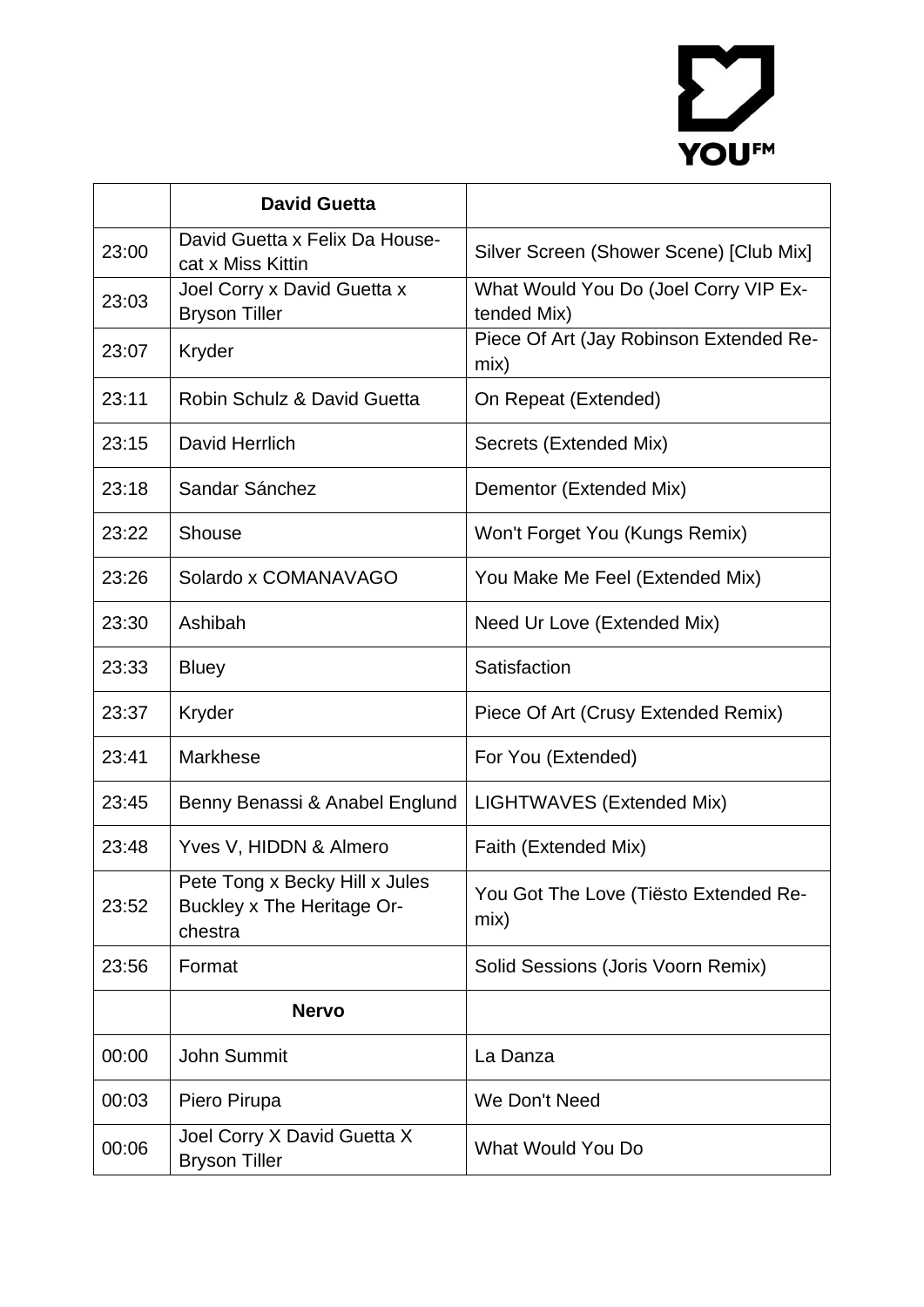| | **David Guetta** | |
|---|---|---|
| 23:00 | David Guetta x Felix Da Housecat x Miss Kittin | Silver Screen (Shower Scene) [Club Mix] |
| 23:03 | Joel Corry x David Guetta x Bryson Tiller | What Would You Do (Joel Corry VIP Extended Mix) |
| 23:07 | Kryder | Piece Of Art (Jay Robinson Extended Remix) |
| 23:11 | Robin Schulz & David Guetta | On Repeat (Extended) |
| 23:15 | David Herrlich | Secrets (Extended Mix) |
| 23:18 | Sandar Sánchez | Dementor (Extended Mix) |
| 23:22 | Shouse | Won't Forget You (Kungs Remix) |
| 23:26 | Solardo x COMANAVAGO | You Make Me Feel (Extended Mix) |
| 23:30 | Ashibah | Need Ur Love (Extended Mix) |
| 23:33 | Bluey | Satisfaction |
| 23:37 | Kryder | Piece Of Art (Crusy Extended Remix) |
| 23:41 | Markhese | For You (Extended) |
| 23:45 | Benny Benassi & Anabel Englund | LIGHTWAVES (Extended Mix) |
| 23:48 | Yves V, HIDDN & Almero | Faith (Extended Mix) |
| 23:52 | Pete Tong x Becky Hill x Jules Buckley x The Heritage Orchestra | You Got The Love (Tiësto Extended Remix) |
| 23:56 | Format | Solid Sessions (Joris Voorn Remix) |
| | **Nervo** | |
| 00:00 | John Summit | La Danza |
| 00:03 | Piero Pirupa | We Don't Need |
| 00:06 | Joel Corry X David Guetta X Bryson Tiller | What Would You Do |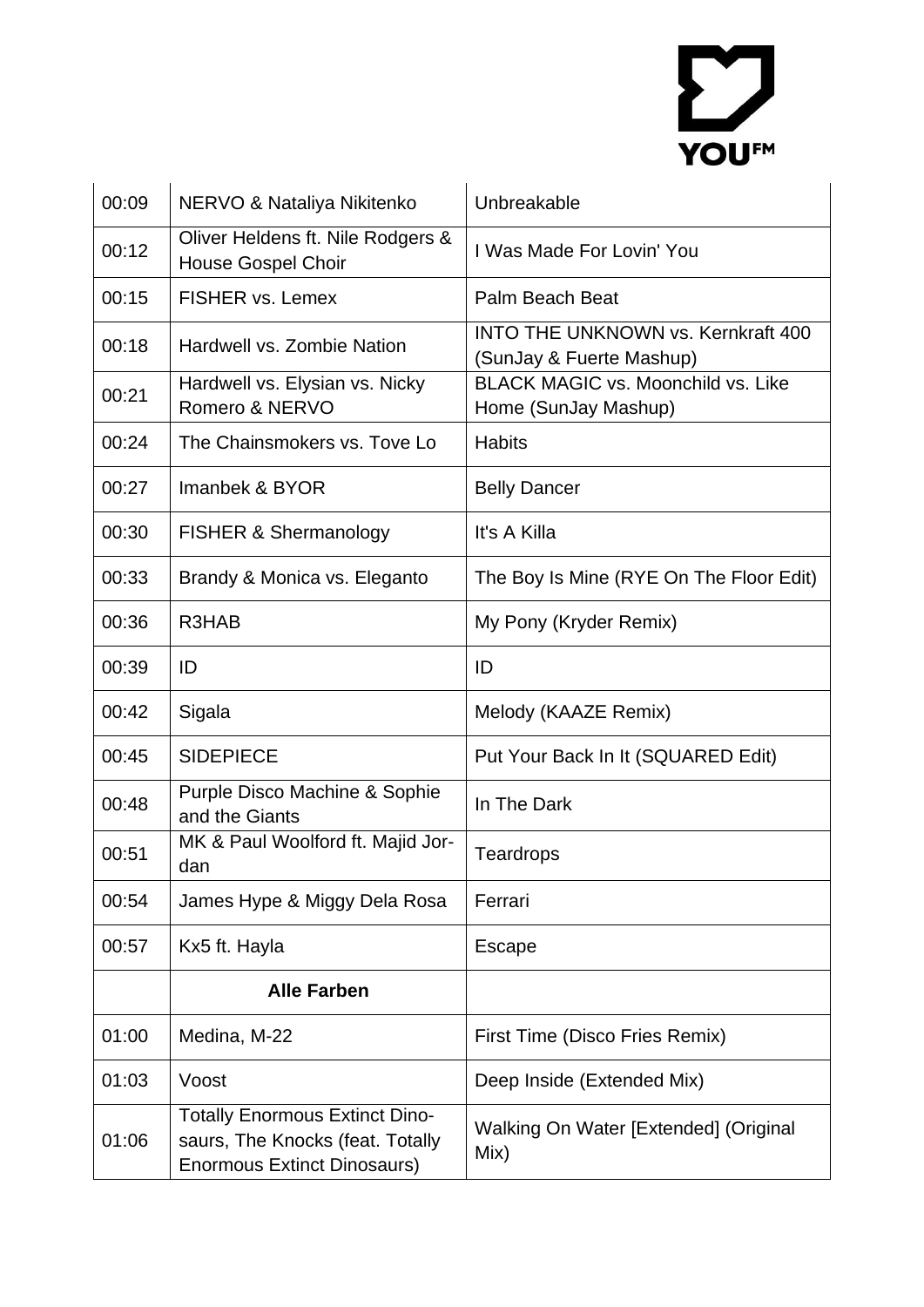| 00:09 | NERVO & Nataliya Nikitenko | Unbreakable |
| --- | --- | --- |
| 00:12 | Oliver Heldens ft. Nile Rodgers & House Gospel Choir | I Was Made For Lovin' You |
| 00:15 | FISHER vs. Lemex | Palm Beach Beat |
| 00:18 | Hardwell vs. Zombie Nation | INTO THE UNKNOWN vs. Kernkraft 400 (SunJay & Fuerte Mashup) |
| 00:21 | Hardwell vs. Elysian vs. Nicky Romero & NERVO | BLACK MAGIC vs. Moonchild vs. Like Home (SunJay Mashup) |
| 00:24 | The Chainsmokers vs. Tove Lo | Habits |
| 00:27 | Imanbek & BYOR | Belly Dancer |
| 00:30 | FISHER & Shermanology | It's A Killa |
| 00:33 | Brandy & Monica vs. Eleganto | The Boy Is Mine (RYE On The Floor Edit) |
| 00:36 | R3HAB | My Pony (Kryder Remix) |
| 00:39 | ID | ID |
| 00:42 | Sigala | Melody (KAAZE Remix) |
| 00:45 | SIDEPIECE | Put Your Back In It (SQUARED Edit) |
| 00:48 | Purple Disco Machine & Sophie and the Giants | In The Dark |
| 00:51 | MK & Paul Woolford ft. Majid Jordan | Teardrops |
| 00:54 | James Hype & Miggy Dela Rosa | Ferrari |
| 00:57 | Kx5 ft. Hayla | Escape |
| | **Alle Farben** | |
| 01:00 | Medina, M-22 | First Time (Disco Fries Remix) |
| 01:03 | Voost | Deep Inside (Extended Mix) |
| 01:06 | Totally Enormous Extinct Dinosaurs, The Knocks (feat. Totally Enormous Extinct Dinosaurs) | Walking On Water [Extended] (Original Mix) |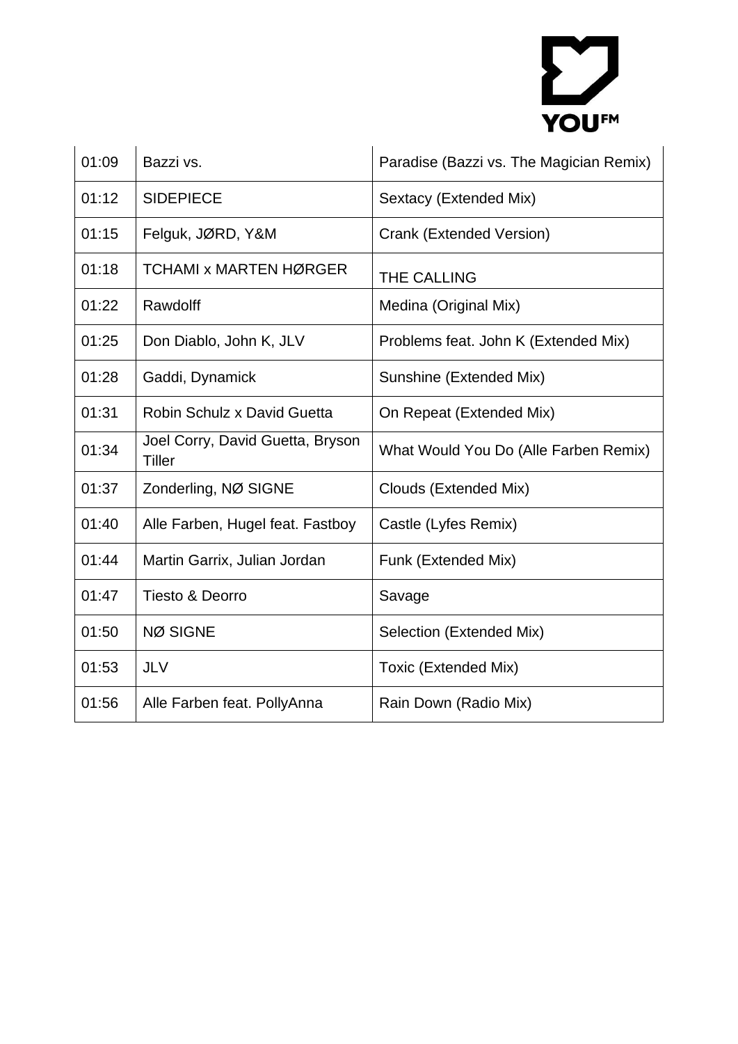| | | |
|---|---|---|
| 01:09 | Bazzi vs. | Paradise (Bazzi vs. The Magician Remix) |
| 01:12 | SIDEPIECE | Sextacy (Extended Mix) |
| 01:15 | Felguk, JØRD, Y&M | Crank (Extended Version) |
| 01:18 | TCHAMI x MARTEN HØRGER | THE CALLING |
| 01:22 | Rawdolff | Medina (Original Mix) |
| 01:25 | Don Diablo, John K, JLV | Problems feat. John K (Extended Mix) |
| 01:28 | Gaddi, Dynamick | Sunshine (Extended Mix) |
| 01:31 | Robin Schulz x David Guetta | On Repeat (Extended Mix) |
| 01:34 | Joel Corry, David Guetta, Bryson Tiller | What Would You Do (Alle Farben Remix) |
| 01:37 | Zonderling, NØ SIGNE | Clouds (Extended Mix) |
| 01:40 | Alle Farben, Hugel feat. Fastboy | Castle (Lyfes Remix) |
| 01:44 | Martin Garrix, Julian Jordan | Funk (Extended Mix) |
| 01:47 | Tiesto & Deorro | Savage |
| 01:50 | NØ SIGNE | Selection (Extended Mix) |
| 01:53 | JLV | Toxic (Extended Mix) |
| 01:56 | Alle Farben feat. PollyAnna | Rain Down (Radio Mix) |